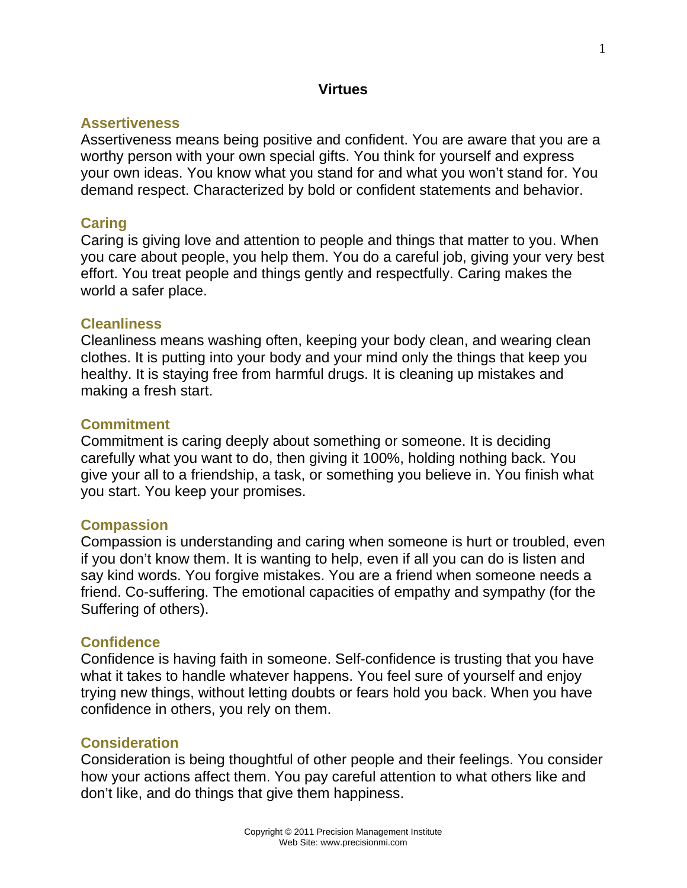# Virtues

## Assertiveness

Assertiveness means being positive and confident. You are aware that you are a worthy person with your own special gifts. You think for yourself and express your own ideas. You know what you stand for and what you won't stand for. You demand respect. Characterized by bold or confident statements and behavior.

## Caring

Caring is giving love and attention to people and things that matter to you. When you care about people, you help them. You do a careful job, giving your very best effort. You treat people and things gently and respectfully. Caring makes the world a safer place.

## Cleanliness

Cleanliness means washing often, keeping your body clean, and wearing clean clothes. It is putting into your body and your mind only the things that keep you healthy. It is staying free from harmful drugs. It is cleaning up mistakes and making a fresh start.

## Commitment

Commitment is caring deeply about something or someone. It is deciding carefully what you want to do, then giving it 100%, holding nothing back. You give your all to a friendship, a task, or something you believe in. You finish what you start. You keep your promises.

## Compassion

Compassion is understanding and caring when someone is hurt or troubled, even if you don't know them. It is wanting to help, even if all you can do is listen and say kind words. You forgive mistakes. You are a friend when someone needs a friend. Co-suffering. The emotional capacities of empathy and sympathy (for the Suffering of others).

## Confidence

Confidence is having faith in someone. Self-confidence is trusting that you have what it takes to handle whatever happens. You feel sure of yourself and enjoy trying new things, without letting doubts or fears hold you back. When you have confidence in others, you rely on them.

## Consideration

Consideration is being thoughtful of other people and their feelings. You consider how your actions affect them. You pay careful attention to what others like and don't like, and do things that give them happiness.

Copyright © 2011 Precision Management Institute
Web Site: www.precisionmi.com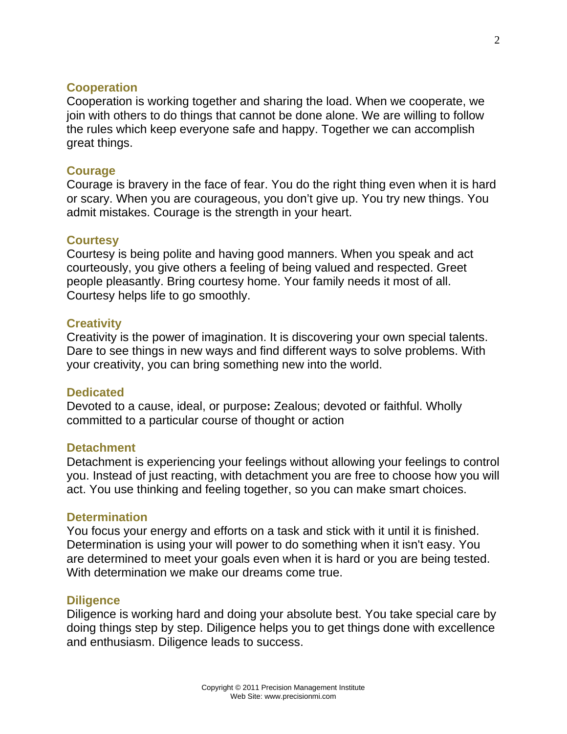## Cooperation

Cooperation is working together and sharing the load. When we cooperate, we join with others to do things that cannot be done alone. We are willing to follow the rules which keep everyone safe and happy. Together we can accomplish great things.

## Courage

Courage is bravery in the face of fear. You do the right thing even when it is hard or scary. When you are courageous, you don't give up. You try new things. You admit mistakes. Courage is the strength in your heart.

## Courtesy

Courtesy is being polite and having good manners. When you speak and act courteously, you give others a feeling of being valued and respected. Greet people pleasantly. Bring courtesy home. Your family needs it most of all. Courtesy helps life to go smoothly.

## Creativity

Creativity is the power of imagination. It is discovering your own special talents. Dare to see things in new ways and find different ways to solve problems. With your creativity, you can bring something new into the world.

## Dedicated

Devoted to a cause, ideal, or purpose**:** Zealous; devoted or faithful. Wholly committed to a particular course of thought or action

## Detachment

Detachment is experiencing your feelings without allowing your feelings to control you. Instead of just reacting, with detachment you are free to choose how you will act. You use thinking and feeling together, so you can make smart choices.

## Determination

You focus your energy and efforts on a task and stick with it until it is finished. Determination is using your will power to do something when it isn't easy. You are determined to meet your goals even when it is hard or you are being tested. With determination we make our dreams come true.

## Diligence

Diligence is working hard and doing your absolute best. You take special care by doing things step by step. Diligence helps you to get things done with excellence and enthusiasm. Diligence leads to success.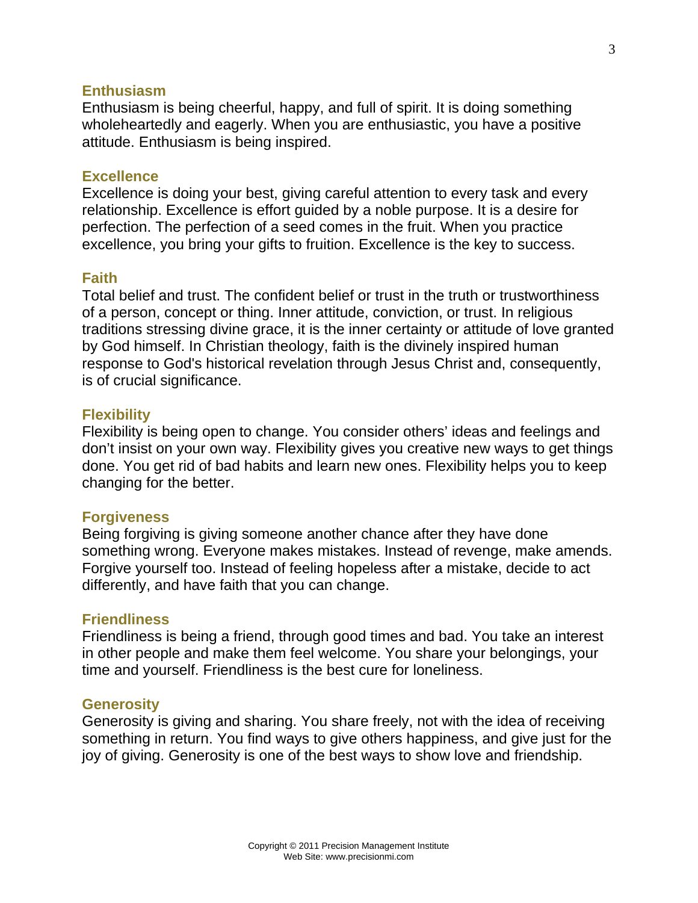### Enthusiasm

Enthusiasm is being cheerful, happy, and full of spirit. It is doing something wholeheartedly and eagerly. When you are enthusiastic, you have a positive attitude. Enthusiasm is being inspired.

### Excellence

Excellence is doing your best, giving careful attention to every task and every relationship. Excellence is effort guided by a noble purpose. It is a desire for perfection. The perfection of a seed comes in the fruit. When you practice excellence, you bring your gifts to fruition. Excellence is the key to success.

### Faith

Total belief and trust. The confident belief or trust in the truth or trustworthiness of a person, concept or thing. Inner attitude, conviction, or trust. In religious traditions stressing divine grace, it is the inner certainty or attitude of love granted by God himself. In Christian theology, faith is the divinely inspired human response to God's historical revelation through Jesus Christ and, consequently, is of crucial significance.

### Flexibility

Flexibility is being open to change. You consider others' ideas and feelings and don't insist on your own way. Flexibility gives you creative new ways to get things done. You get rid of bad habits and learn new ones. Flexibility helps you to keep changing for the better.

### Forgiveness

Being forgiving is giving someone another chance after they have done something wrong. Everyone makes mistakes. Instead of revenge, make amends. Forgive yourself too. Instead of feeling hopeless after a mistake, decide to act differently, and have faith that you can change.

### Friendliness

Friendliness is being a friend, through good times and bad. You take an interest in other people and make them feel welcome. You share your belongings, your time and yourself. Friendliness is the best cure for loneliness.

### Generosity

Generosity is giving and sharing. You share freely, not with the idea of receiving something in return. You find ways to give others happiness, and give just for the joy of giving. Generosity is one of the best ways to show love and friendship.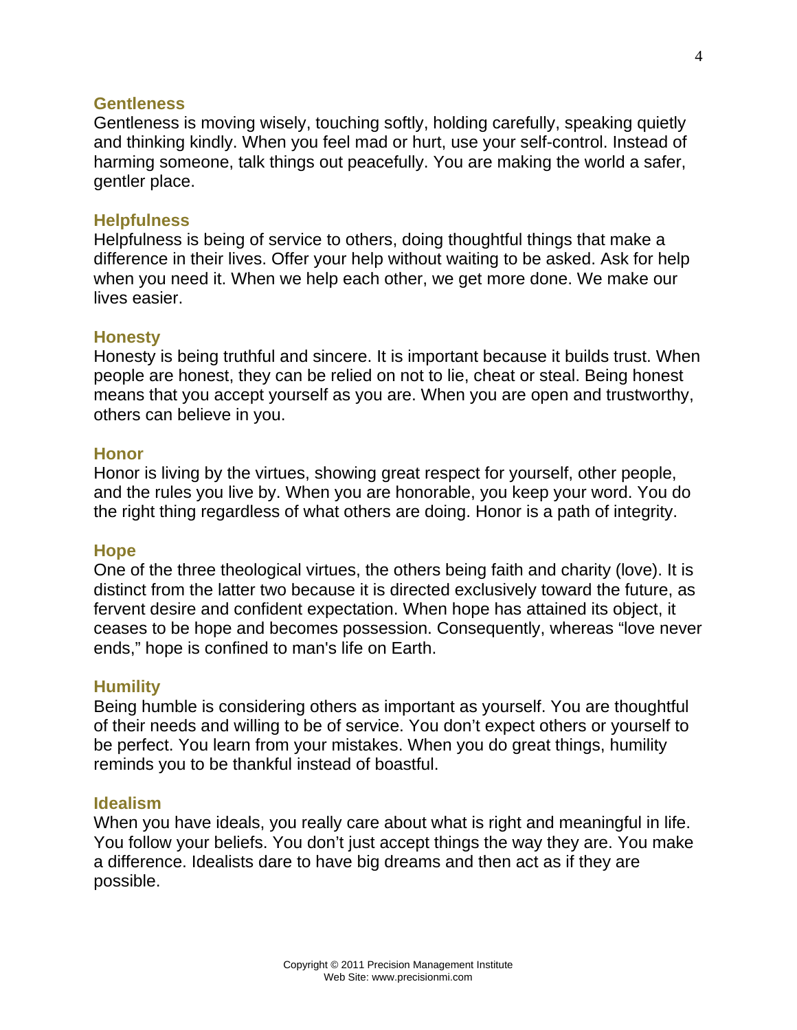### Gentleness

Gentleness is moving wisely, touching softly, holding carefully, speaking quietly and thinking kindly. When you feel mad or hurt, use your self-control. Instead of harming someone, talk things out peacefully. You are making the world a safer, gentler place.

### Helpfulness

Helpfulness is being of service to others, doing thoughtful things that make a difference in their lives. Offer your help without waiting to be asked. Ask for help when you need it. When we help each other, we get more done. We make our lives easier.

### Honesty

Honesty is being truthful and sincere. It is important because it builds trust. When people are honest, they can be relied on not to lie, cheat or steal. Being honest means that you accept yourself as you are. When you are open and trustworthy, others can believe in you.

### Honor

Honor is living by the virtues, showing great respect for yourself, other people, and the rules you live by. When you are honorable, you keep your word. You do the right thing regardless of what others are doing. Honor is a path of integrity.

### Hope

One of the three theological virtues, the others being faith and charity (love). It is distinct from the latter two because it is directed exclusively toward the future, as fervent desire and confident expectation. When hope has attained its object, it ceases to be hope and becomes possession. Consequently, whereas "love never ends," hope is confined to man's life on Earth.

### Humility

Being humble is considering others as important as yourself. You are thoughtful of their needs and willing to be of service. You don't expect others or yourself to be perfect. You learn from your mistakes. When you do great things, humility reminds you to be thankful instead of boastful.

### Idealism

When you have ideals, you really care about what is right and meaningful in life. You follow your beliefs. You don't just accept things the way they are. You make a difference. Idealists dare to have big dreams and then act as if they are possible.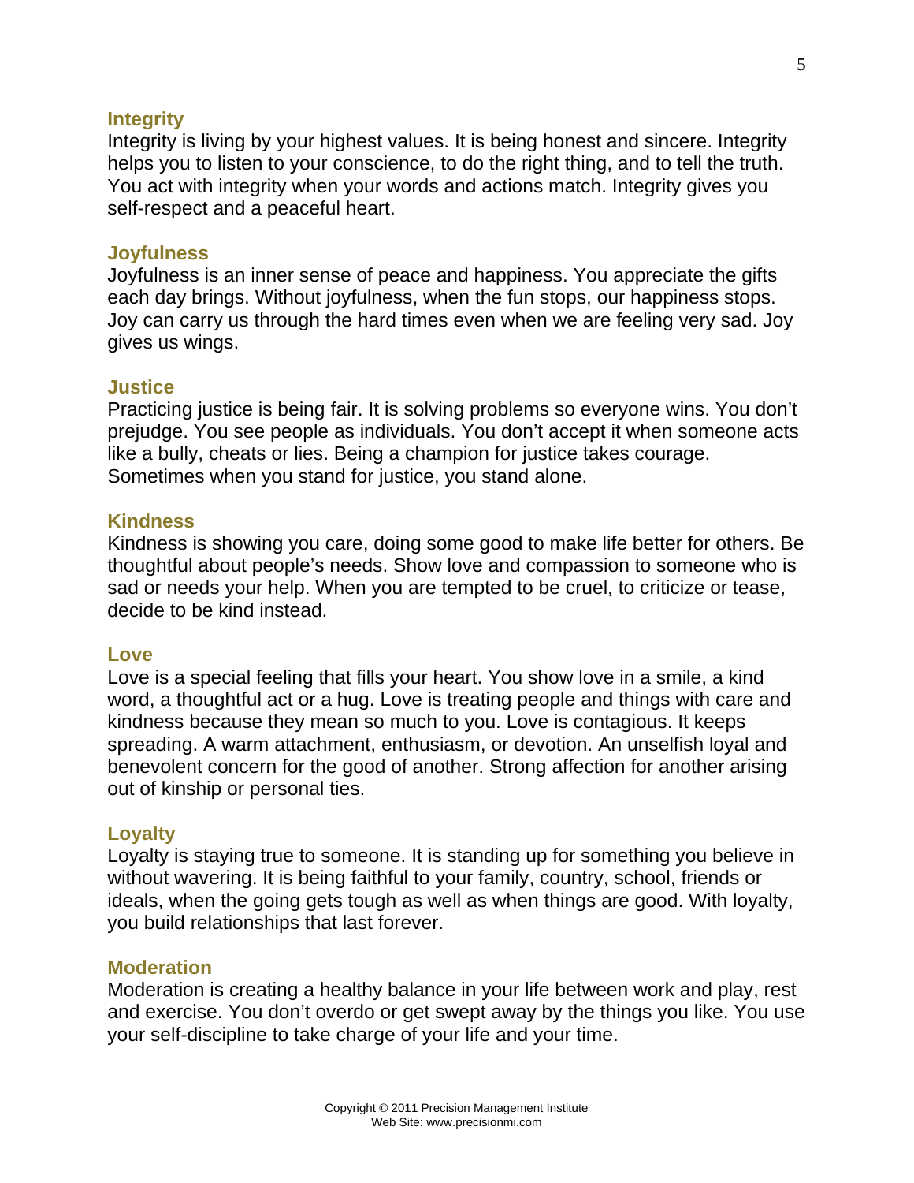### Integrity

Integrity is living by your highest values. It is being honest and sincere. Integrity helps you to listen to your conscience, to do the right thing, and to tell the truth. You act with integrity when your words and actions match. Integrity gives you self-respect and a peaceful heart.

### Joyfulness

Joyfulness is an inner sense of peace and happiness. You appreciate the gifts each day brings. Without joyfulness, when the fun stops, our happiness stops. Joy can carry us through the hard times even when we are feeling very sad. Joy gives us wings.

### Justice

Practicing justice is being fair. It is solving problems so everyone wins. You don't prejudge. You see people as individuals. You don't accept it when someone acts like a bully, cheats or lies. Being a champion for justice takes courage. Sometimes when you stand for justice, you stand alone.

### Kindness

Kindness is showing you care, doing some good to make life better for others. Be thoughtful about people's needs. Show love and compassion to someone who is sad or needs your help. When you are tempted to be cruel, to criticize or tease, decide to be kind instead.

### Love

Love is a special feeling that fills your heart. You show love in a smile, a kind word, a thoughtful act or a hug. Love is treating people and things with care and kindness because they mean so much to you. Love is contagious. It keeps spreading. A warm attachment, enthusiasm, or devotion. An unselfish loyal and benevolent concern for the good of another. Strong affection for another arising out of kinship or personal ties.

### Loyalty

Loyalty is staying true to someone. It is standing up for something you believe in without wavering. It is being faithful to your family, country, school, friends or ideals, when the going gets tough as well as when things are good. With loyalty, you build relationships that last forever.

### Moderation

Moderation is creating a healthy balance in your life between work and play, rest and exercise. You don't overdo or get swept away by the things you like. You use your self-discipline to take charge of your life and your time.

Copyright © 2011 Precision Management Institute
Web Site: www.precisionmi.com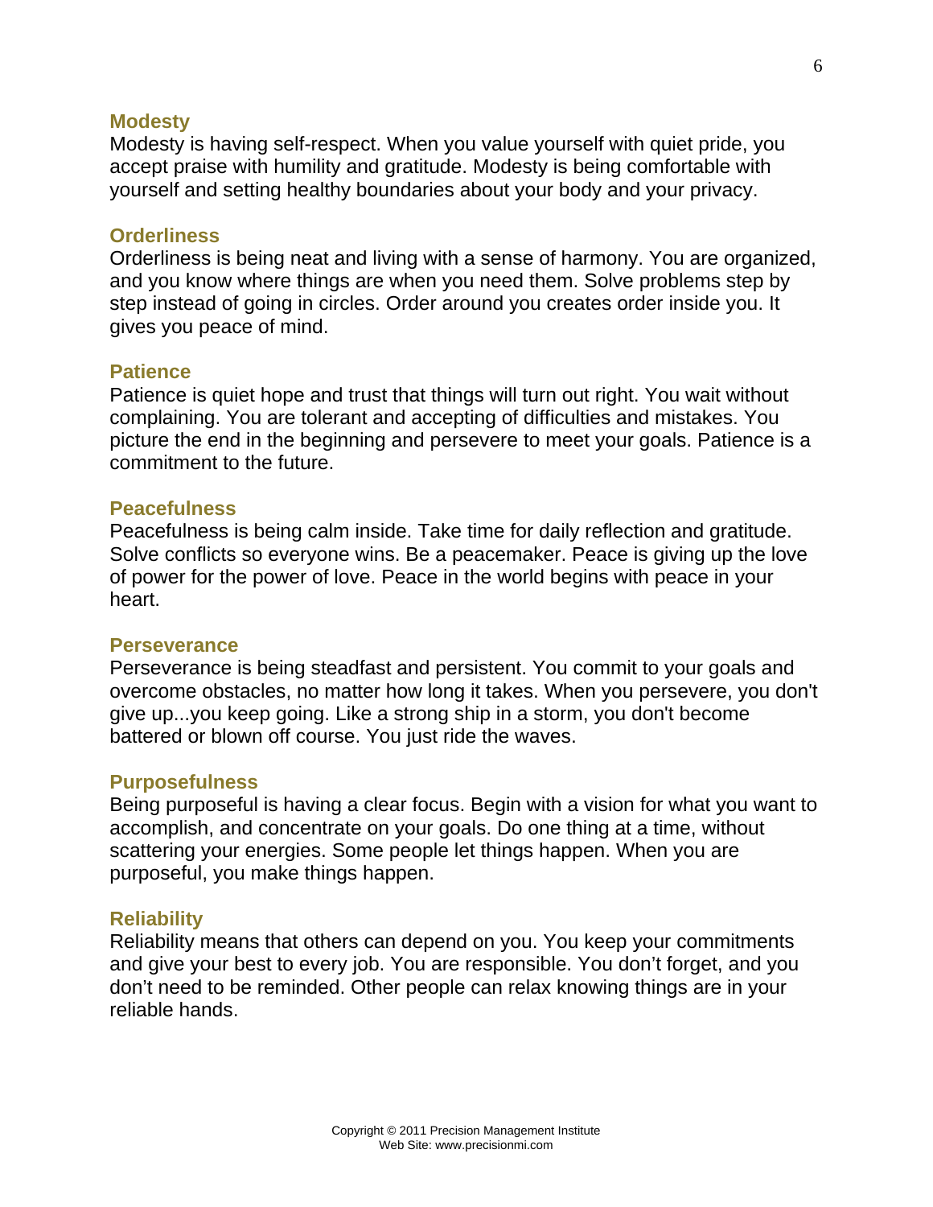### Modesty

Modesty is having self-respect. When you value yourself with quiet pride, you accept praise with humility and gratitude. Modesty is being comfortable with yourself and setting healthy boundaries about your body and your privacy.

### Orderliness

Orderliness is being neat and living with a sense of harmony. You are organized, and you know where things are when you need them. Solve problems step by step instead of going in circles. Order around you creates order inside you. It gives you peace of mind.

### Patience

Patience is quiet hope and trust that things will turn out right. You wait without complaining. You are tolerant and accepting of difficulties and mistakes. You picture the end in the beginning and persevere to meet your goals. Patience is a commitment to the future.

### Peacefulness

Peacefulness is being calm inside. Take time for daily reflection and gratitude. Solve conflicts so everyone wins. Be a peacemaker. Peace is giving up the love of power for the power of love. Peace in the world begins with peace in your heart.

### Perseverance

Perseverance is being steadfast and persistent. You commit to your goals and overcome obstacles, no matter how long it takes. When you persevere, you don't give up...you keep going. Like a strong ship in a storm, you don't become battered or blown off course. You just ride the waves.

### Purposefulness

Being purposeful is having a clear focus. Begin with a vision for what you want to accomplish, and concentrate on your goals. Do one thing at a time, without scattering your energies. Some people let things happen. When you are purposeful, you make things happen.

### Reliability

Reliability means that others can depend on you. You keep your commitments and give your best to every job. You are responsible. You don't forget, and you don't need to be reminded. Other people can relax knowing things are in your reliable hands.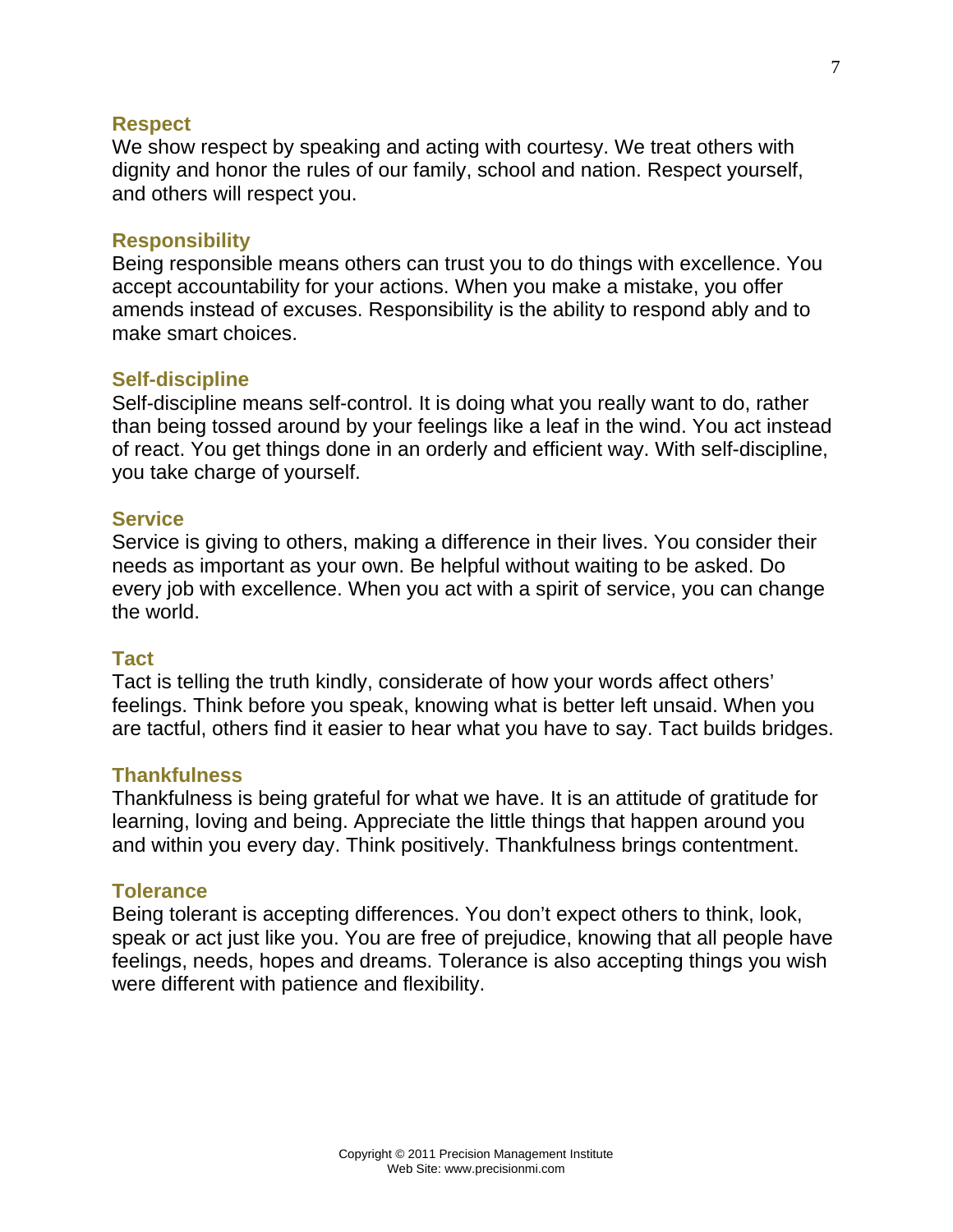### Respect

We show respect by speaking and acting with courtesy. We treat others with dignity and honor the rules of our family, school and nation. Respect yourself, and others will respect you.

### Responsibility

Being responsible means others can trust you to do things with excellence. You accept accountability for your actions. When you make a mistake, you offer amends instead of excuses. Responsibility is the ability to respond ably and to make smart choices.

### Self-discipline

Self-discipline means self-control. It is doing what you really want to do, rather than being tossed around by your feelings like a leaf in the wind. You act instead of react. You get things done in an orderly and efficient way. With self-discipline, you take charge of yourself.

### Service

Service is giving to others, making a difference in their lives. You consider their needs as important as your own. Be helpful without waiting to be asked. Do every job with excellence. When you act with a spirit of service, you can change the world.

### Tact

Tact is telling the truth kindly, considerate of how your words affect others' feelings. Think before you speak, knowing what is better left unsaid. When you are tactful, others find it easier to hear what you have to say. Tact builds bridges.

### Thankfulness

Thankfulness is being grateful for what we have. It is an attitude of gratitude for learning, loving and being. Appreciate the little things that happen around you and within you every day. Think positively. Thankfulness brings contentment.

### Tolerance

Being tolerant is accepting differences. You don't expect others to think, look, speak or act just like you. You are free of prejudice, knowing that all people have feelings, needs, hopes and dreams. Tolerance is also accepting things you wish were different with patience and flexibility.

Copyright © 2011 Precision Management Institute
Web Site: www.precisionmi.com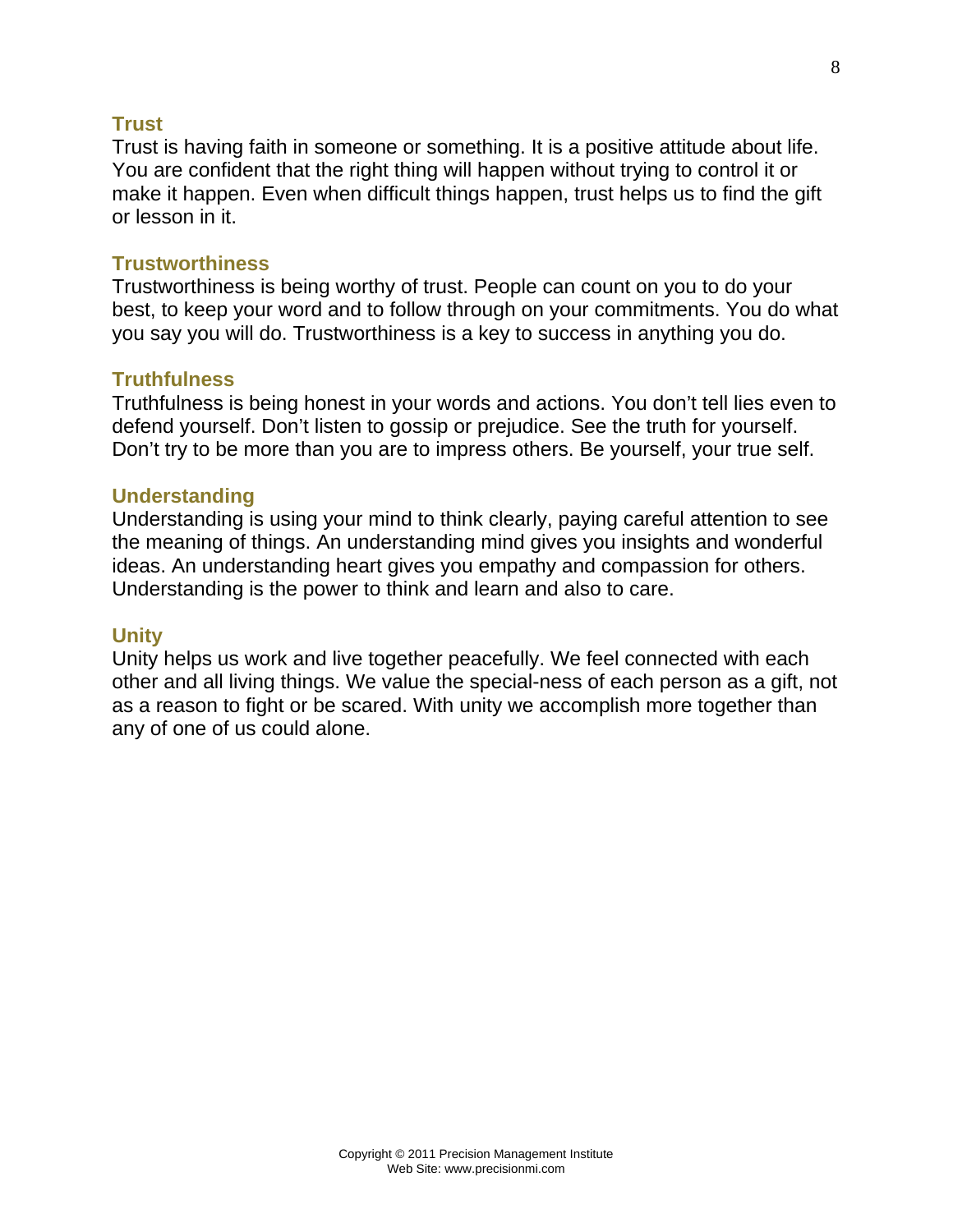### Trust

Trust is having faith in someone or something. It is a positive attitude about life. You are confident that the right thing will happen without trying to control it or make it happen. Even when difficult things happen, trust helps us to find the gift or lesson in it.

### Trustworthiness

Trustworthiness is being worthy of trust. People can count on you to do your best, to keep your word and to follow through on your commitments. You do what you say you will do. Trustworthiness is a key to success in anything you do.

### Truthfulness

Truthfulness is being honest in your words and actions. You don't tell lies even to defend yourself. Don't listen to gossip or prejudice. See the truth for yourself. Don't try to be more than you are to impress others. Be yourself, your true self.

### Understanding

Understanding is using your mind to think clearly, paying careful attention to see the meaning of things. An understanding mind gives you insights and wonderful ideas. An understanding heart gives you empathy and compassion for others. Understanding is the power to think and learn and also to care.

### Unity

Unity helps us work and live together peacefully. We feel connected with each other and all living things. We value the special-ness of each person as a gift, not as a reason to fight or be scared. With unity we accomplish more together than any of one of us could alone.